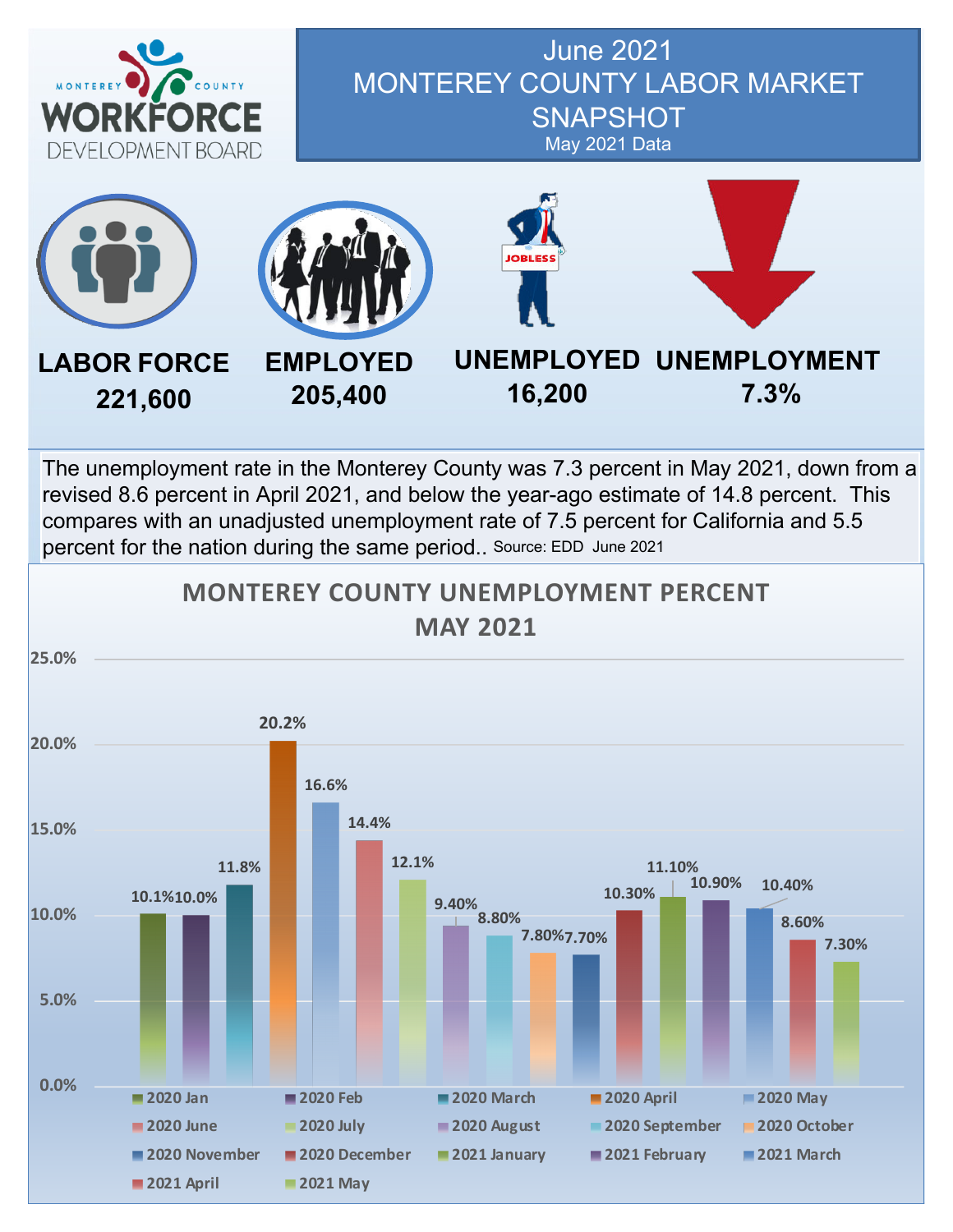MONTEREY COUNTY WORKFORCE DEVELOPMENT BOARD

# June 2021 MONTEREY COUNTY LABOR MARKET SNAPSHOT

May 2021 Data

| LABOR FORCE | EMPLOYED | UNEMPLOYED | UNEMPLOYMENT |
|---|---|---|---|
| 221,600 | 205,400 | 16,200 | 7.3% |

The unemployment rate in the Monterey County was 7.3 percent in May 2021, down from a revised 8.6 percent in April 2021, and below the year-ago estimate of 14.8 percent. This compares with an unadjusted unemployment rate of 7.5 percent for California and 5.5 percent for the nation during the same period.. Source: EDD June 2021

## MONTEREY COUNTY UNEMPLOYMENT PERCENT MAY 2021

| Month | Unemployment |
|---|---|
| 2020 Jan | 10.1% |
| 2020 Feb | 10.0% |
| 2020 March | 11.8% |
| 2020 April | 20.2% |
| 2020 May | 16.6% |
| 2020 June | 14.4% |
| 2020 July | 12.1% |
| 2020 August | 9.40% |
| 2020 September | 8.80% |
| 2020 October | 7.80% |
| 2020 November | 7.70% |
| 2020 December | 10.30% |
| 2021 January | 11.10% |
| 2021 February | 10.90% |
| 2021 March | 10.40% |
| 2021 April | 8.60% |
| 2021 May | 7.30% |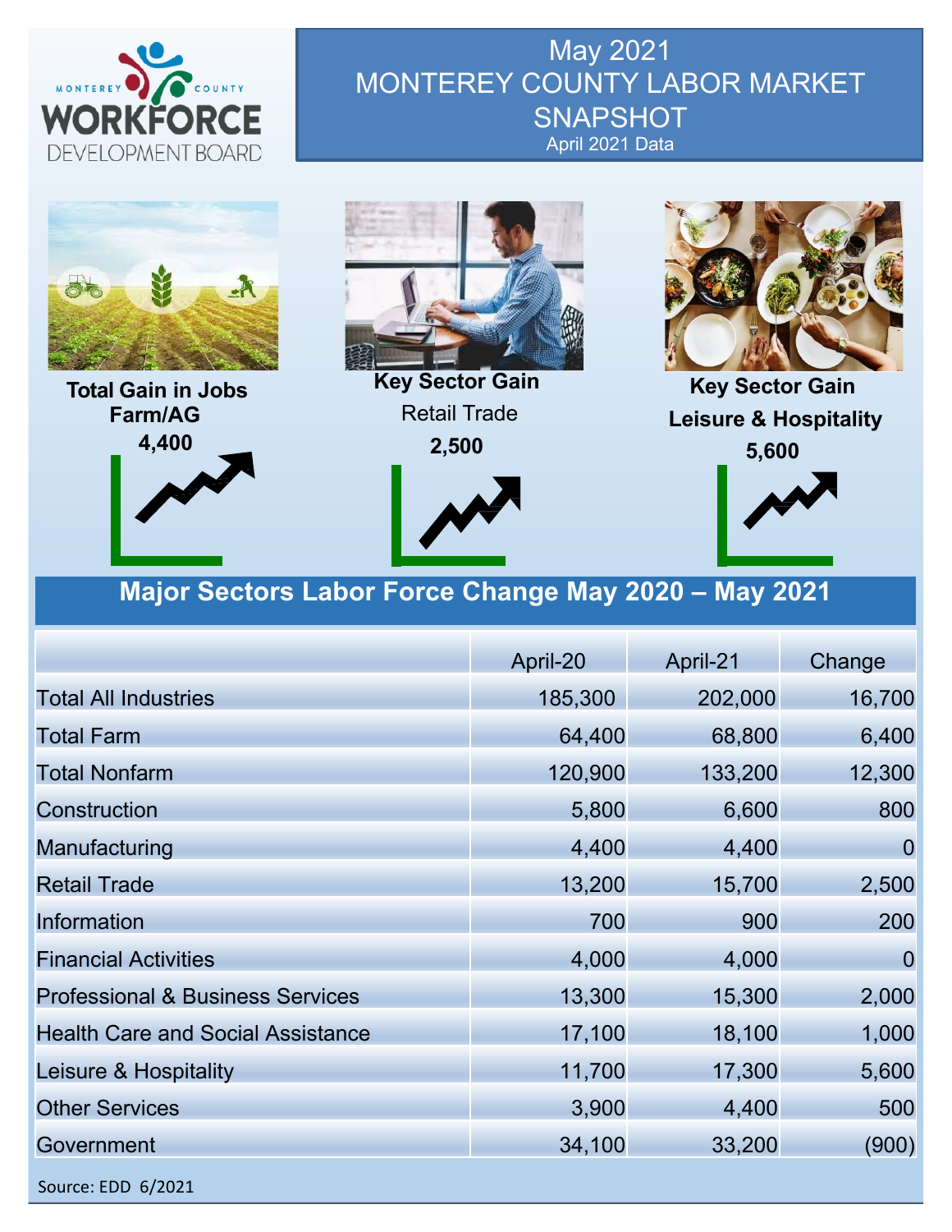MONTEREY COUNTY WORKFORCE DEVELOPMENT BOARD

# May 2021 MONTEREY COUNTY LABOR MARKET SNAPSHOT

April 2021 Data

**Total Gain in Jobs Farm/AG**
**4,400**

**Key Sector Gain**
Retail Trade
**2,500**

**Key Sector Gain**
**Leisure & Hospitality**
**5,600**

## Major Sectors Labor Force Change May 2020 – May 2021

| | April-20 | April-21 | Change |
|---|---|---|---|
| Total All Industries | 185,300 | 202,000 | 16,700 |
| Total Farm | 64,400 | 68,800 | 6,400 |
| Total Nonfarm | 120,900 | 133,200 | 12,300 |
| Construction | 5,800 | 6,600 | 800 |
| Manufacturing | 4,400 | 4,400 | 0 |
| Retail Trade | 13,200 | 15,700 | 2,500 |
| Information | 700 | 900 | 200 |
| Financial Activities | 4,000 | 4,000 | 0 |
| Professional & Business Services | 13,300 | 15,300 | 2,000 |
| Health Care and Social Assistance | 17,100 | 18,100 | 1,000 |
| Leisure & Hospitality | 11,700 | 17,300 | 5,600 |
| Other Services | 3,900 | 4,400 | 500 |
| Government | 34,100 | 33,200 | (900) |

Source: EDD 6/2021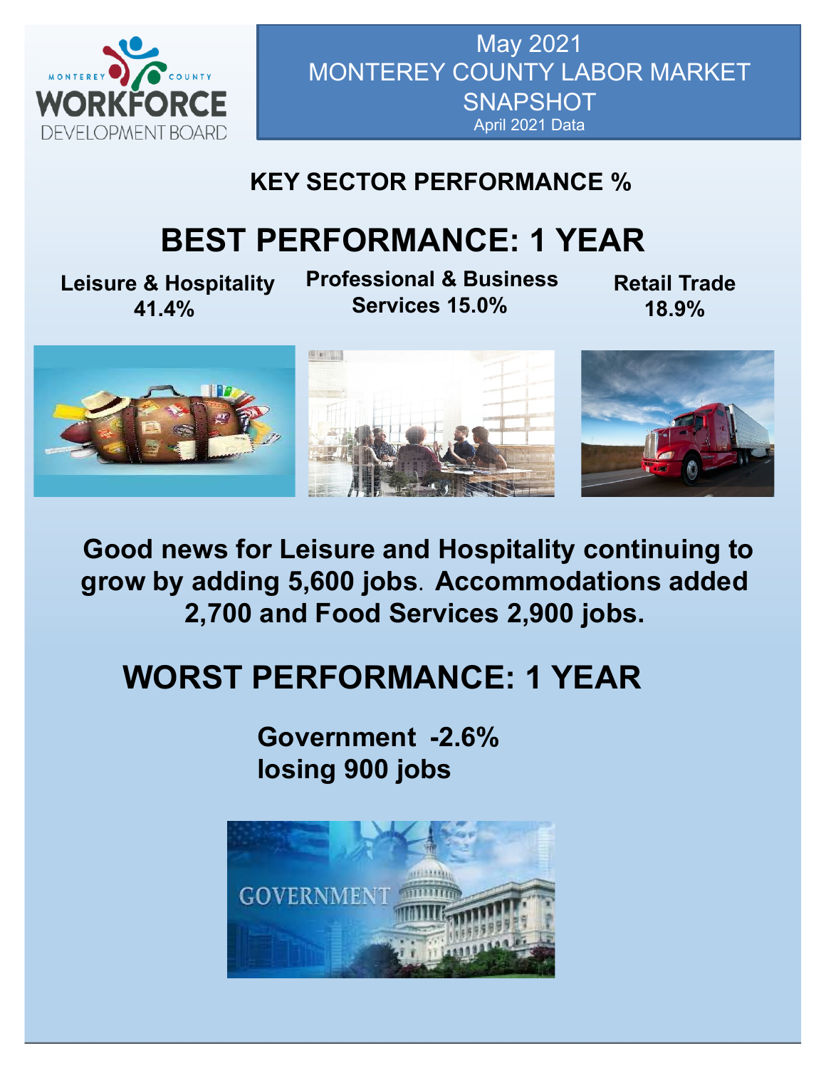May 2021

# MONTEREY COUNTY LABOR MARKET SNAPSHOT

April 2021 Data

## KEY SECTOR PERFORMANCE %

## BEST PERFORMANCE: 1 YEAR

**Leisure & Hospitality 41.4%**

**Professional & Business Services 15.0%**

**Retail Trade 18.9%**

**Good news for Leisure and Hospitality continuing to grow by adding 5,600 jobs. Accommodations added 2,700 and Food Services 2,900 jobs.**

## WORST PERFORMANCE: 1 YEAR

**Government -2.6%**
**losing 900 jobs**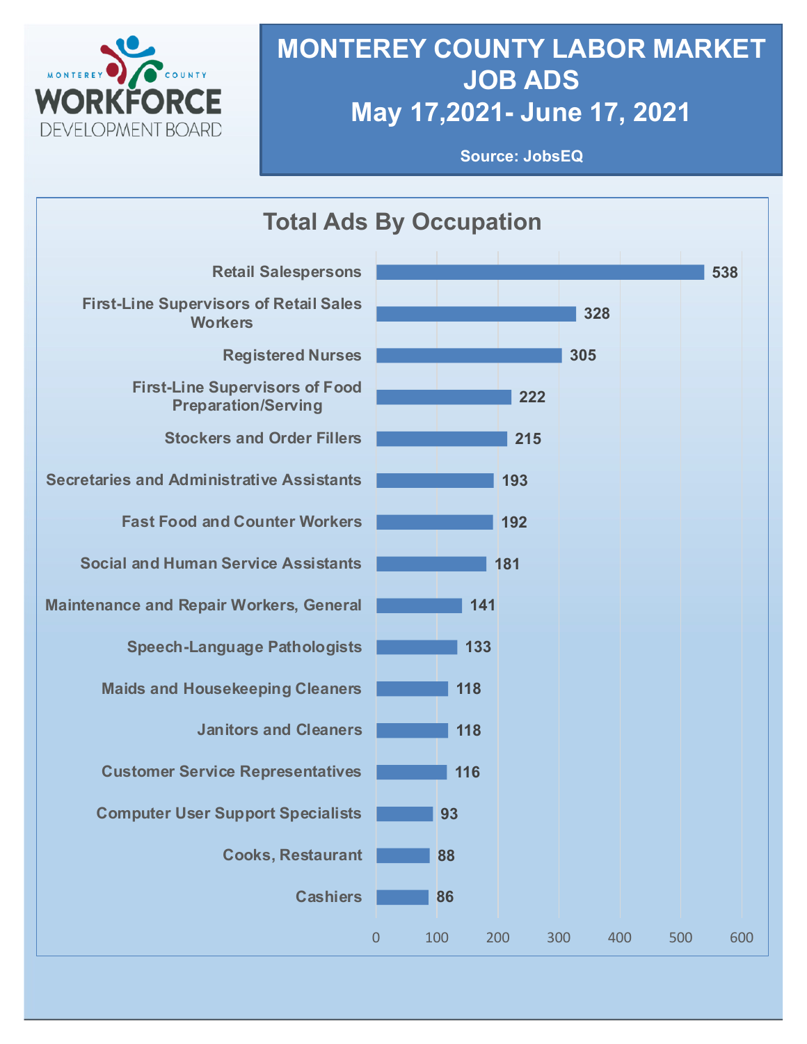# MONTEREY COUNTY LABOR MARKET JOB ADS

# May 17,2021- June 17, 2021

**Source: JobsEQ**

## Total Ads By Occupation

| Occupation | Total Ads |
|---|---|
| Retail Salespersons | 538 |
| First-Line Supervisors of Retail Sales Workers | 328 |
| Registered Nurses | 305 |
| First-Line Supervisors of Food Preparation/Serving | 222 |
| Stockers and Order Fillers | 215 |
| Secretaries and Administrative Assistants | 193 |
| Fast Food and Counter Workers | 192 |
| Social and Human Service Assistants | 181 |
| Maintenance and Repair Workers, General | 141 |
| Speech-Language Pathologists | 133 |
| Maids and Housekeeping Cleaners | 118 |
| Janitors and Cleaners | 118 |
| Customer Service Representatives | 116 |
| Computer User Support Specialists | 93 |
| Cooks, Restaurant | 88 |
| Cashiers | 86 |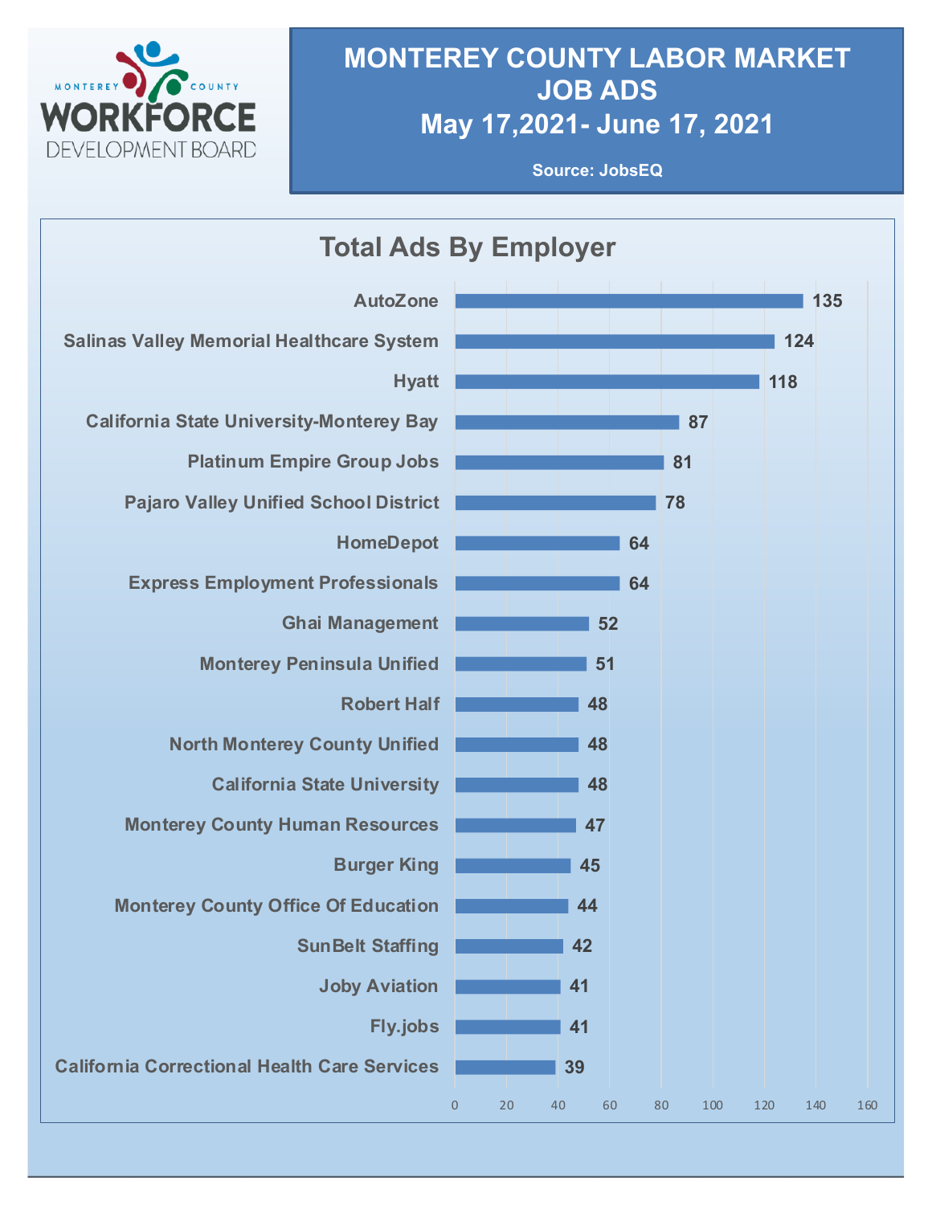# MONTEREY COUNTY LABOR MARKET JOB ADS

## May 17,2021- June 17, 2021

**Source: JobsEQ**

### Total Ads By Employer

| Employer | Total Ads |
|---|---|
| AutoZone | 135 |
| Salinas Valley Memorial Healthcare System | 124 |
| Hyatt | 118 |
| California State University-Monterey Bay | 87 |
| Platinum Empire Group Jobs | 81 |
| Pajaro Valley Unified School District | 78 |
| HomeDepot | 64 |
| Express Employment Professionals | 64 |
| Ghai Management | 52 |
| Monterey Peninsula Unified | 51 |
| Robert Half | 48 |
| North Monterey County Unified | 48 |
| California State University | 48 |
| Monterey County Human Resources | 47 |
| Burger King | 45 |
| Monterey County Office Of Education | 44 |
| SunBelt Staffing | 42 |
| Joby Aviation | 41 |
| Fly.jobs | 41 |
| California Correctional Health Care Services | 39 |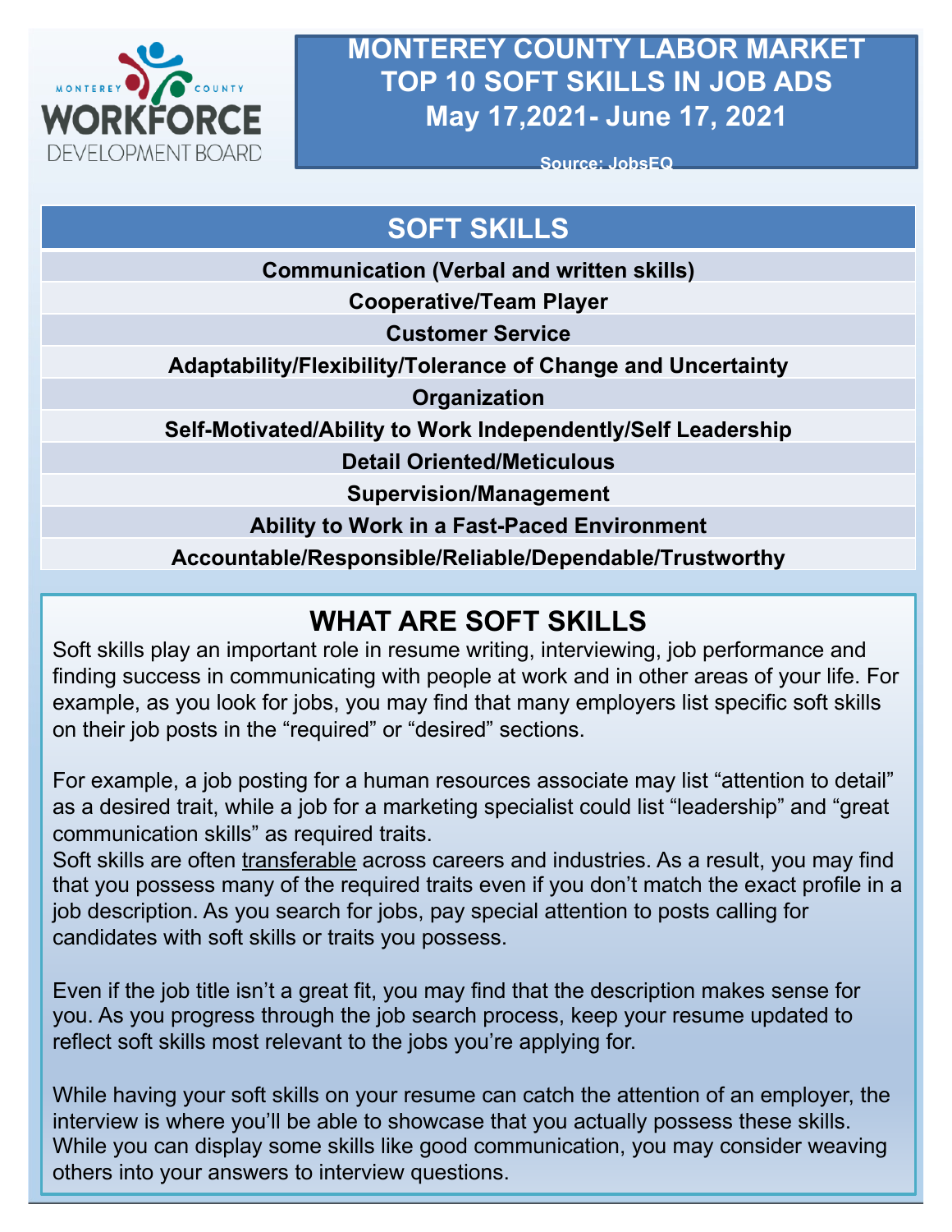MONTEREY COUNTY WORKFORCE DEVELOPMENT BOARD

# MONTEREY COUNTY LABOR MARKET TOP 10 SOFT SKILLS IN JOB ADS May 17,2021- June 17, 2021

Source: JobsEQ

| SOFT SKILLS |
| --- |
| Communication (Verbal and written skills) |
| Cooperative/Team Player |
| Customer Service |
| Adaptability/Flexibility/Tolerance of Change and Uncertainty |
| Organization |
| Self-Motivated/Ability to Work Independently/Self Leadership |
| Detail Oriented/Meticulous |
| Supervision/Management |
| Ability to Work in a Fast-Paced Environment |
| Accountable/Responsible/Reliable/Dependable/Trustworthy |

## WHAT ARE SOFT SKILLS

Soft skills play an important role in resume writing, interviewing, job performance and finding success in communicating with people at work and in other areas of your life. For example, as you look for jobs, you may find that many employers list specific soft skills on their job posts in the “required” or “desired” sections.

For example, a job posting for a human resources associate may list “attention to detail” as a desired trait, while a job for a marketing specialist could list “leadership” and “great communication skills” as required traits.
Soft skills are often transferable across careers and industries. As a result, you may find that you possess many of the required traits even if you don’t match the exact profile in a job description. As you search for jobs, pay special attention to posts calling for candidates with soft skills or traits you possess.

Even if the job title isn’t a great fit, you may find that the description makes sense for you. As you progress through the job search process, keep your resume updated to reflect soft skills most relevant to the jobs you’re applying for.

While having your soft skills on your resume can catch the attention of an employer, the interview is where you’ll be able to showcase that you actually possess these skills. While you can display some skills like good communication, you may consider weaving others into your answers to interview questions.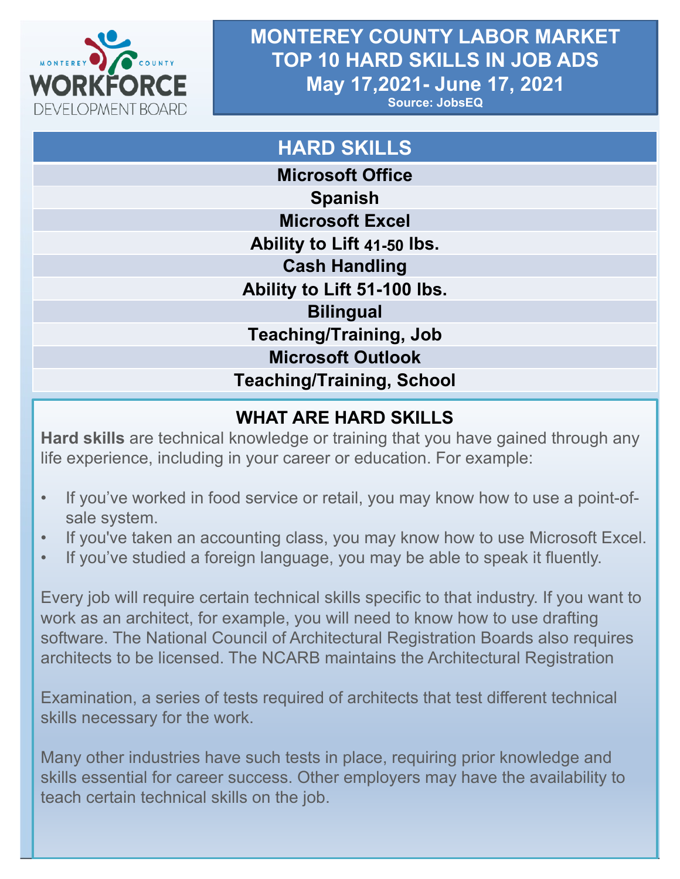MONTEREY COUNTY WORKFORCE DEVELOPMENT BOARD

# MONTEREY COUNTY LABOR MARKET
# TOP 10 HARD SKILLS IN JOB ADS
## May 17,2021- June 17, 2021

**Source: JobsEQ**

| HARD SKILLS |
| --- |
| Microsoft Office |
| Spanish |
| Microsoft Excel |
| Ability to Lift 41-50 lbs. |
| Cash Handling |
| Ability to Lift 51-100 lbs. |
| Bilingual |
| Teaching/Training, Job |
| Microsoft Outlook |
| Teaching/Training, School |

## WHAT ARE HARD SKILLS

**Hard skills** are technical knowledge or training that you have gained through any life experience, including in your career or education. For example:

- If you've worked in food service or retail, you may know how to use a point-of-sale system.
- If you've taken an accounting class, you may know how to use Microsoft Excel.
- If you've studied a foreign language, you may be able to speak it fluently.

Every job will require certain technical skills specific to that industry. If you want to work as an architect, for example, you will need to know how to use drafting software. The National Council of Architectural Registration Boards also requires architects to be licensed. The NCARB maintains the Architectural Registration

Examination, a series of tests required of architects that test different technical skills necessary for the work.

Many other industries have such tests in place, requiring prior knowledge and skills essential for career success. Other employers may have the availability to teach certain technical skills on the job.